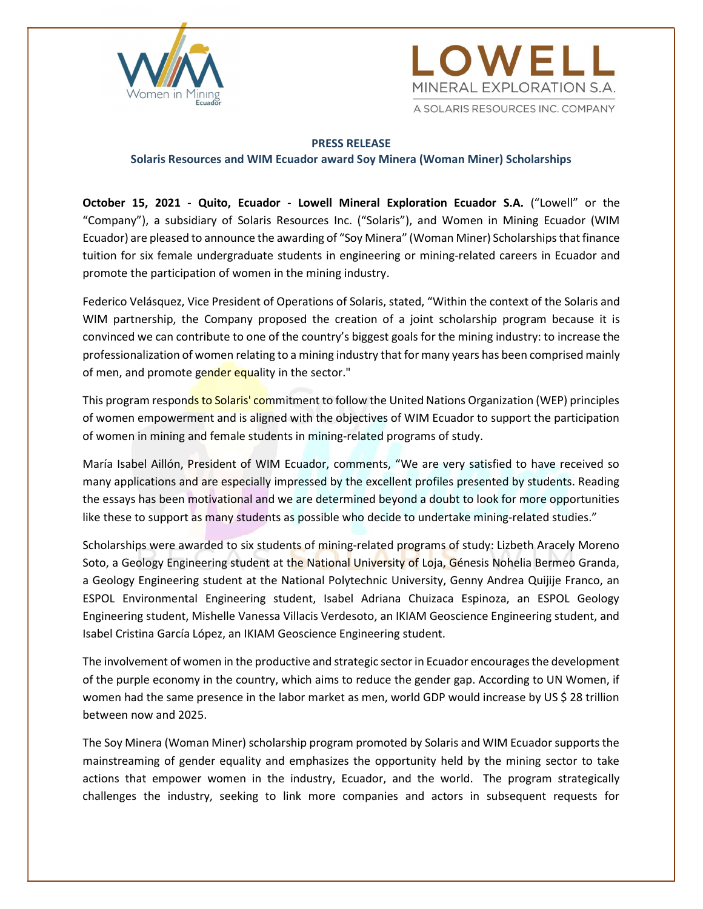**PRESS RELEASE**

**Solaris Resources and WIM Ecuador award Soy Minera (Woman Miner) Scholarships**

**October 15, 2021 - Quito, Ecuador - Lowell Mineral Exploration Ecuador S.A.** ("Lowell" or the "Company"), a subsidiary of Solaris Resources Inc. ("Solaris"), and Women in Mining Ecuador (WIM Ecuador) are pleased to announce the awarding of "Soy Minera" (Woman Miner) Scholarships that finance tuition for six female undergraduate students in engineering or mining-related careers in Ecuador and promote the participation of women in the mining industry.

Federico Velásquez, Vice President of Operations of Solaris, stated, "Within the context of the Solaris and WIM partnership, the Company proposed the creation of a joint scholarship program because it is convinced we can contribute to one of the country's biggest goals for the mining industry: to increase the professionalization of women relating to a mining industry that for many years has been comprised mainly of men, and promote gender equality in the sector."

This program responds to Solaris' commitment to follow the United Nations Organization (WEP) principles of women empowerment and is aligned with the objectives of WIM Ecuador to support the participation of women in mining and female students in mining-related programs of study.

María Isabel Aillón, President of WIM Ecuador, comments, "We are very satisfied to have received so many applications and are especially impressed by the excellent profiles presented by students. Reading the essays has been motivational and we are determined beyond a doubt to look for more opportunities like these to support as many students as possible who decide to undertake mining-related studies."

Scholarships were awarded to six students of mining-related programs of study: Lizbeth Aracely Moreno Soto, a Geology Engineering student at the National University of Loja, Génesis Nohelia Bermeo Granda, a Geology Engineering student at the National Polytechnic University, Genny Andrea Quijije Franco, an ESPOL Environmental Engineering student, Isabel Adriana Chuizaca Espinoza, an ESPOL Geology Engineering student, Mishelle Vanessa Villacis Verdesoto, an IKIAM Geoscience Engineering student, and Isabel Cristina García López, an IKIAM Geoscience Engineering student.

The involvement of women in the productive and strategic sector in Ecuador encourages the development of the purple economy in the country, which aims to reduce the gender gap. According to UN Women, if women had the same presence in the labor market as men, world GDP would increase by US $ 28 trillion between now and 2025.

The Soy Minera (Woman Miner) scholarship program promoted by Solaris and WIM Ecuador supports the mainstreaming of gender equality and emphasizes the opportunity held by the mining sector to take actions that empower women in the industry, Ecuador, and the world. The program strategically challenges the industry, seeking to link more companies and actors in subsequent requests for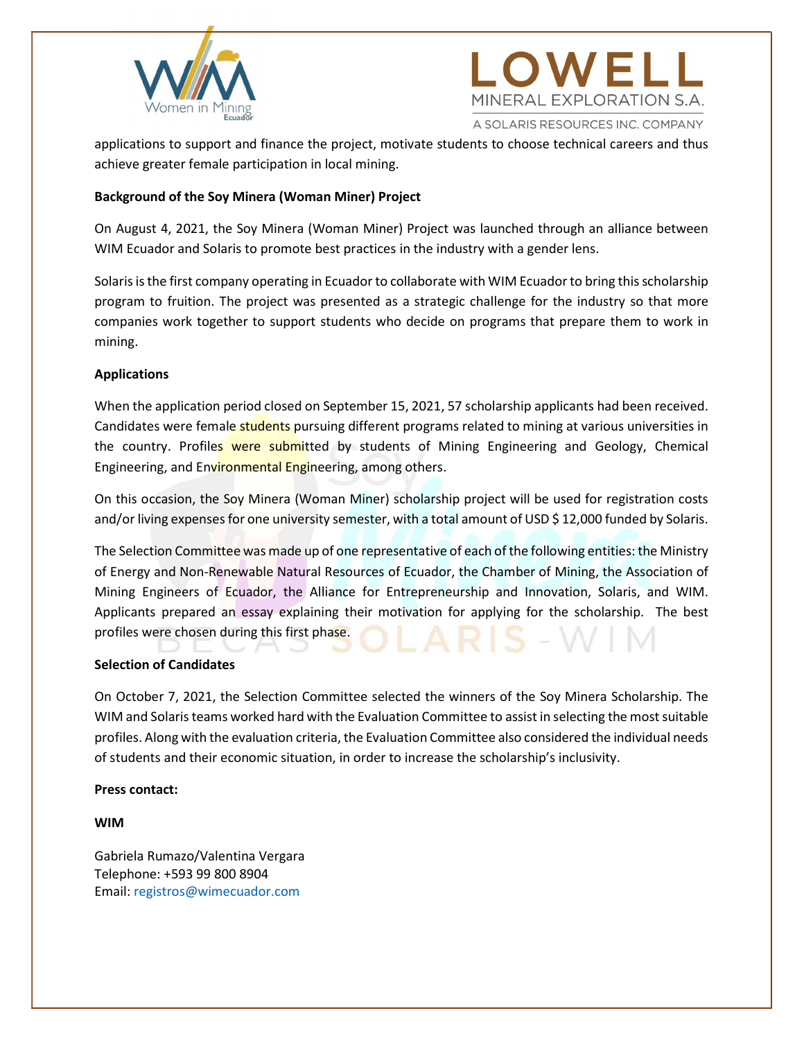applications to support and finance the project, motivate students to choose technical careers and thus achieve greater female participation in local mining.

**Background of the Soy Minera (Woman Miner) Project**

On August 4, 2021, the Soy Minera (Woman Miner) Project was launched through an alliance between WIM Ecuador and Solaris to promote best practices in the industry with a gender lens.

Solaris is the first company operating in Ecuador to collaborate with WIM Ecuador to bring this scholarship program to fruition. The project was presented as a strategic challenge for the industry so that more companies work together to support students who decide on programs that prepare them to work in mining.

**Applications**

When the application period closed on September 15, 2021, 57 scholarship applicants had been received. Candidates were female students pursuing different programs related to mining at various universities in the country. Profiles were submitted by students of Mining Engineering and Geology, Chemical Engineering, and Environmental Engineering, among others.

On this occasion, the Soy Minera (Woman Miner) scholarship project will be used for registration costs and/or living expenses for one university semester, with a total amount of USD $ 12,000 funded by Solaris.

The Selection Committee was made up of one representative of each of the following entities: the Ministry of Energy and Non-Renewable Natural Resources of Ecuador, the Chamber of Mining, the Association of Mining Engineers of Ecuador, the Alliance for Entrepreneurship and Innovation, Solaris, and WIM. Applicants prepared an essay explaining their motivation for applying for the scholarship. The best profiles were chosen during this first phase.

**Selection of Candidates**

On October 7, 2021, the Selection Committee selected the winners of the Soy Minera Scholarship. The WIM and Solaris teams worked hard with the Evaluation Committee to assist in selecting the most suitable profiles. Along with the evaluation criteria, the Evaluation Committee also considered the individual needs of students and their economic situation, in order to increase the scholarship's inclusivity.

**Press contact:**

**WIM**

Gabriela Rumazo/Valentina Vergara
Telephone: +593 99 800 8904
Email: registros@wimecuador.com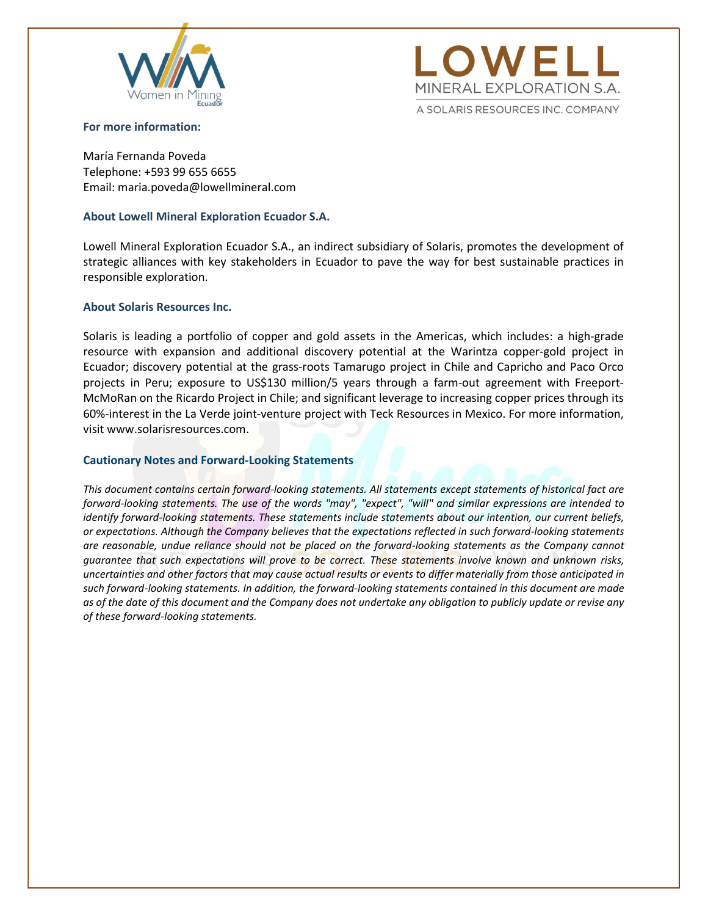**For more information:**

María Fernanda Poveda
Telephone: +593 99 655 6655
Email: maria.poveda@lowellmineral.com

### About Lowell Mineral Exploration Ecuador S.A.

Lowell Mineral Exploration Ecuador S.A., an indirect subsidiary of Solaris, promotes the development of strategic alliances with key stakeholders in Ecuador to pave the way for best sustainable practices in responsible exploration.

### About Solaris Resources Inc.

Solaris is leading a portfolio of copper and gold assets in the Americas, which includes: a high-grade resource with expansion and additional discovery potential at the Warintza copper-gold project in Ecuador; discovery potential at the grass-roots Tamarugo project in Chile and Capricho and Paco Orco projects in Peru; exposure to US$130 million/5 years through a farm-out agreement with Freeport-McMoRan on the Ricardo Project in Chile; and significant leverage to increasing copper prices through its 60%-interest in the La Verde joint-venture project with Teck Resources in Mexico. For more information, visit www.solarisresources.com.

### Cautionary Notes and Forward-Looking Statements

*This document contains certain forward-looking statements. All statements except statements of historical fact are forward-looking statements. The use of the words "may", "expect", "will" and similar expressions are intended to identify forward-looking statements. These statements include statements about our intention, our current beliefs, or expectations. Although the Company believes that the expectations reflected in such forward-looking statements are reasonable, undue reliance should not be placed on the forward-looking statements as the Company cannot guarantee that such expectations will prove to be correct. These statements involve known and unknown risks, uncertainties and other factors that may cause actual results or events to differ materially from those anticipated in such forward-looking statements. In addition, the forward-looking statements contained in this document are made as of the date of this document and the Company does not undertake any obligation to publicly update or revise any of these forward-looking statements.*